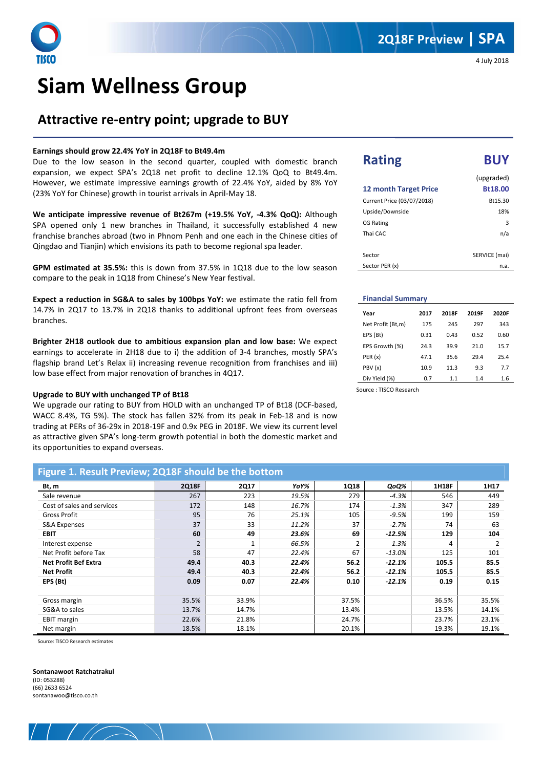2Q18F Preview | SPA

4 July 2018

# Siam Wellness Group

## Attractive re-entry point; upgrade to BUY

**Earnings should grow 22.4% YoY in 2Q18F to Bt49.4m**
Due to the low season in the second quarter, coupled with domestic branch expansion, we expect SPA's 2Q18 net profit to decline 12.1% QoQ to Bt49.4m. However, we estimate impressive earnings growth of 22.4% YoY, aided by 8% YoY (23% YoY for Chinese) growth in tourist arrivals in April-May 18.

**We anticipate impressive revenue of Bt267m (+19.5% YoY, -4.3% QoQ):** Although SPA opened only 1 new branches in Thailand, it successfully established 4 new franchise branches abroad (two in Phnom Penh and one each in the Chinese cities of Qingdao and Tianjin) which envisions its path to become regional spa leader.

**GPM estimated at 35.5%:** this is down from 37.5% in 1Q18 due to the low season compare to the peak in 1Q18 from Chinese's New Year festival.

**Expect a reduction in SG&A to sales by 100bps YoY:** we estimate the ratio fell from 14.7% in 2Q17 to 13.7% in 2Q18 thanks to additional upfront fees from overseas branches.

**Brighter 2H18 outlook due to ambitious expansion plan and low base:** We expect earnings to accelerate in 2H18 due to i) the addition of 3-4 branches, mostly SPA's flagship brand Let's Relax ii) increasing revenue recognition from franchises and iii) low base effect from major renovation of branches in 4Q17.

**Upgrade to BUY with unchanged TP of Bt18**
We upgrade our rating to BUY from HOLD with an unchanged TP of Bt18 (DCF-based, WACC 8.4%, TG 5%). The stock has fallen 32% from its peak in Feb-18 and is now trading at PERs of 36-29x in 2018-19F and 0.9x PEG in 2018F. We view its current level as attractive given SPA's long-term growth potential in both the domestic market and its opportunities to expand overseas.

| **Rating** | **BUY** |
|---|---|
| | (upgraded) |
| **12 month Target Price** | **Bt18.00** |
| Current Price (03/07/2018) | Bt15.30 |
| Upside/Downside | 18% |
| CG Rating | 3 |
| Thai CAC | n/a |
| Sector | SERVICE (mai) |
| Sector PER (x) | n.a. |

**Financial Summary**

| Year | 2017 | 2018F | 2019F | 2020F |
|---|---|---|---|---|
| Net Profit (Bt,m) | 175 | 245 | 297 | 343 |
| EPS (Bt) | 0.31 | 0.43 | 0.52 | 0.60 |
| EPS Growth (%) | 24.3 | 39.9 | 21.0 | 15.7 |
| PER (x) | 47.1 | 35.6 | 29.4 | 25.4 |
| PBV (x) | 10.9 | 11.3 | 9.3 | 7.7 |
| Div Yield (%) | 0.7 | 1.1 | 1.4 | 1.6 |

Source : TISCO Research

**Figure 1. Result Preview; 2Q18F should be the bottom**

| Bt, m | 2Q18F | 2Q17 | YoY% | 1Q18 | QoQ% | 1H18F | 1H17 |
|---|---|---|---|---|---|---|---|
| Sale revenue | 267 | 223 | *19.5%* | 279 | *-4.3%* | 546 | 449 |
| Cost of sales and services | 172 | 148 | *16.7%* | 174 | *-1.3%* | 347 | 289 |
| Gross Profit | 95 | 76 | *25.1%* | 105 | *-9.5%* | 199 | 159 |
| S&A Expenses | 37 | 33 | *11.2%* | 37 | *-2.7%* | 74 | 63 |
| **EBIT** | **60** | **49** | ***23.6%*** | **69** | ***-12.5%*** | **129** | **104** |
| Interest expense | 2 | 1 | *66.5%* | 2 | *1.3%* | 4 | 2 |
| Net Profit before Tax | 58 | 47 | *22.4%* | 67 | *-13.0%* | 125 | 101 |
| **Net Profit Bef Extra** | **49.4** | **40.3** | ***22.4%*** | **56.2** | ***-12.1%*** | **105.5** | **85.5** |
| **Net Profit** | **49.4** | **40.3** | ***22.4%*** | **56.2** | ***-12.1%*** | **105.5** | **85.5** |
| **EPS (Bt)** | **0.09** | **0.07** | ***22.4%*** | **0.10** | ***-12.1%*** | **0.19** | **0.15** |
| | | | | | | | |
| Gross margin | 35.5% | 33.9% | | 37.5% | | 36.5% | 35.5% |
| SG&A to sales | 13.7% | 14.7% | | 13.4% | | 13.5% | 14.1% |
| EBIT margin | 22.6% | 21.8% | | 24.7% | | 23.7% | 23.1% |
| Net margin | 18.5% | 18.1% | | 20.1% | | 19.3% | 19.1% |

Source: TISCO Research estimates

**Sontanawoot Ratchatrakul**
(ID: 053288)
(66) 2633 6524
sontanawoo@tisco.co.th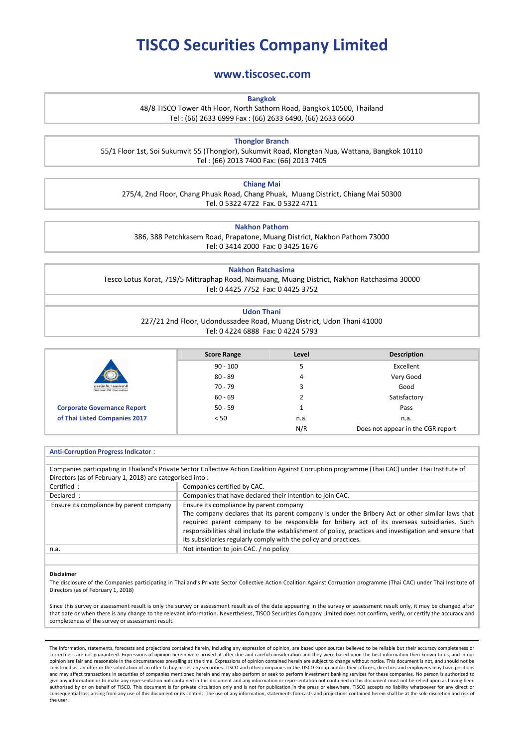# TISCO Securities Company Limited

## www.tiscosec.com

**Bangkok**
48/8 TISCO Tower 4th Floor, North Sathorn Road, Bangkok 10500, Thailand
Tel : (66) 2633 6999 Fax : (66) 2633 6490, (66) 2633 6660

**Thonglor Branch**
55/1 Floor 1st, Soi Sukumvit 55 (Thonglor), Sukumvit Road, Klongtan Nua, Wattana, Bangkok 10110
Tel : (66) 2013 7400 Fax: (66) 2013 7405

**Chiang Mai**
275/4, 2nd Floor, Chang Phuak Road, Chang Phuak, Muang District, Chiang Mai 50300
Tel. 0 5322 4722 Fax. 0 5322 4711

**Nakhon Pathom**
386, 388 Petchkasem Road, Prapatone, Muang District, Nakhon Pathom 73000
Tel: 0 3414 2000 Fax: 0 3425 1676

**Nakhon Ratchasima**
Tesco Lotus Korat, 719/5 Mittraphap Road, Naimuang, Muang District, Nakhon Ratchasima 30000
Tel: 0 4425 7752 Fax: 0 4425 3752

**Udon Thani**
227/21 2nd Floor, Udondussadee Road, Muang District, Udon Thani 41000
Tel: 0 4224 6888 Fax: 0 4224 5793

| | Score Range | Level | Description |
|---|---|---|---|
| บรรษัทภิบาลแห่งชาติ National CG Committee | 90 - 100 | 5 | Excellent |
| | 80 - 89 | 4 | Very Good |
| | 70 - 79 | 3 | Good |
| | 60 - 69 | 2 | Satisfactory |
| **Corporate Governance Report** | 50 - 59 | 1 | Pass |
| **of Thai Listed Companies 2017** | < 50 | n.a. | n.a. |
| | | N/R | Does not appear in the CGR report |

**Anti-Corruption Progress Indicator** :

Companies participating in Thailand's Private Sector Collective Action Coalition Against Corruption programme (Thai CAC) under Thai Institute of Directors (as of February 1, 2018) are categorised into :

| | |
|---|---|
| Certified : | Companies certified by CAC. |
| Declared : | Companies that have declared their intention to join CAC. |
| Ensure its compliance by parent company | Ensure its compliance by parent company<br>The company declares that its parent company is under the Bribery Act or other similar laws that required parent company to be responsible for bribery act of its overseas subsidiaries. Such responsibilities shall include the establishment of policy, practices and investigation and ensure that its subsidiaries regularly comply with the policy and practices. |
| n.a. | Not intention to join CAC. / no policy |

**Disclaimer**

The disclosure of the Companies participating in Thailand's Private Sector Collective Action Coalition Against Corruption programme (Thai CAC) under Thai Institute of Directors (as of February 1, 2018)

Since this survey or assessment result is only the survey or assessment result as of the date appearing in the survey or assessment result only, it may be changed after that date or when there is any change to the relevant information. Nevertheless, TISCO Securities Company Limited does not confirm, verify, or certify the accuracy and completeness of the survey or assessment result.

The information, statements, forecasts and projections contained herein, including any expression of opinion, are based upon sources believed to be reliable but their accuracy completeness or correctness are not guaranteed. Expressions of opinion herein were arrived at after due and careful consideration and they were based upon the best information then known to us, and in our opinion are fair and reasonable in the circumstances prevailing at the time. Expressions of opinion contained herein are subject to change without notice. This document is not, and should not be construed as, an offer or the solicitation of an offer to buy or sell any securities. TISCO and other companies in the TISCO Group and/or their officers, directors and employees may have positions and may affect transactions in securities of companies mentioned herein and may also perform or seek to perform investment banking services for these companies. No person is authorized to give any information or to make any representation not contained in this document and any information or representation not contained in this document must not be relied upon as having been authorized by or on behalf of TISCO. This document is for private circulation only and is not for publication in the press or elsewhere. TISCO accepts no liability whatsoever for any direct or consequential loss arising from any use of this document or its content. The use of any information, statements forecasts and projections contained herein shall be at the sole discretion and risk of the user.